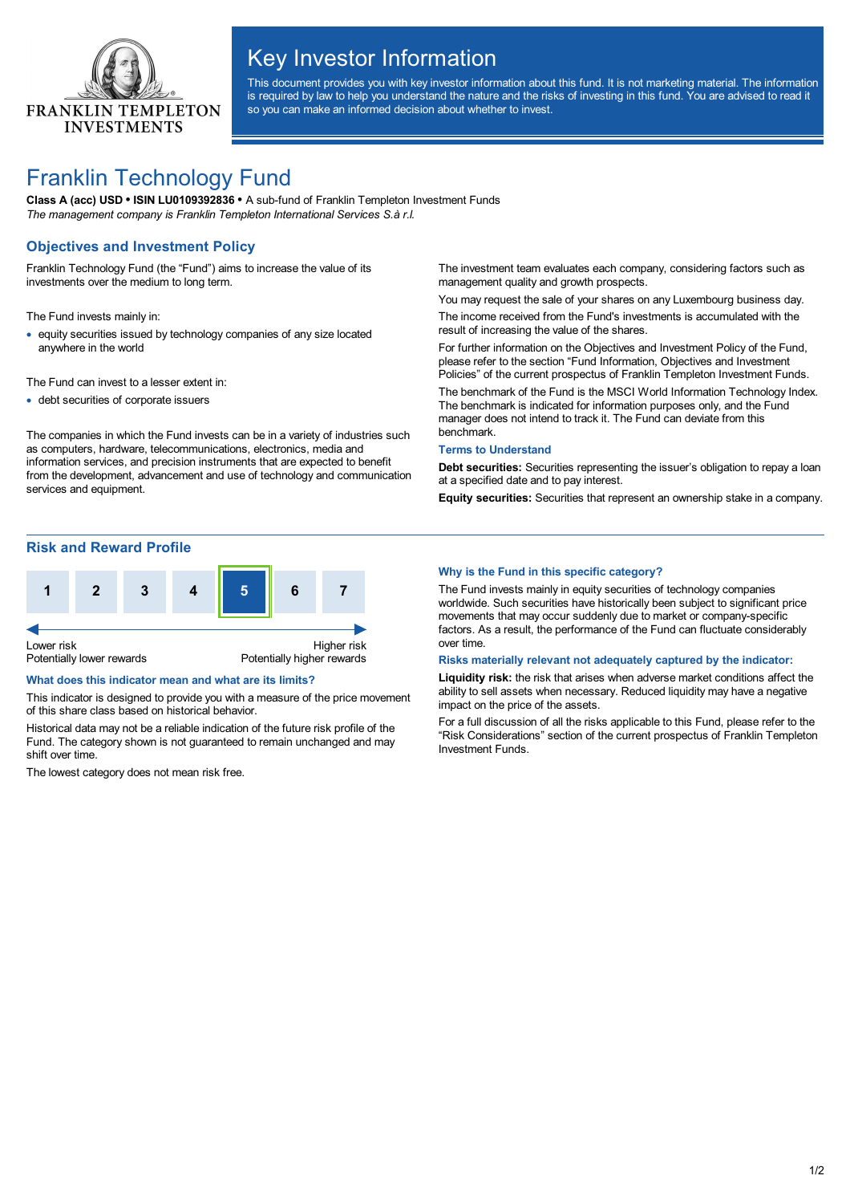FRANKLIN TEMPLETON INVESTMENTS

# Key Investor Information

This document provides you with key investor information about this fund. It is not marketing material. The information is required by law to help you understand the nature and the risks of investing in this fund. You are advised to read it so you can make an informed decision about whether to invest.

# Franklin Technology Fund

**Class A (acc) USD • ISIN LU0109392836 •** A sub-fund of Franklin Templeton Investment Funds

*The management company is Franklin Templeton International Services S.à r.l.*

## Objectives and Investment Policy

Franklin Technology Fund (the "Fund") aims to increase the value of its investments over the medium to long term.

The Fund invests mainly in:

- equity securities issued by technology companies of any size located anywhere in the world

The Fund can invest to a lesser extent in:

- debt securities of corporate issuers

The companies in which the Fund invests can be in a variety of industries such as computers, hardware, telecommunications, electronics, media and information services, and precision instruments that are expected to benefit from the development, advancement and use of technology and communication services and equipment.

The investment team evaluates each company, considering factors such as management quality and growth prospects.

You may request the sale of your shares on any Luxembourg business day.

The income received from the Fund's investments is accumulated with the result of increasing the value of the shares.

For further information on the Objectives and Investment Policy of the Fund, please refer to the section "Fund Information, Objectives and Investment Policies" of the current prospectus of Franklin Templeton Investment Funds.

The benchmark of the Fund is the MSCI World Information Technology Index. The benchmark is indicated for information purposes only, and the Fund manager does not intend to track it. The Fund can deviate from this benchmark.

### Terms to Understand

**Debt securities:** Securities representing the issuer's obligation to repay a loan at a specified date and to pay interest.

**Equity securities:** Securities that represent an ownership stake in a company.

## Risk and Reward Profile

| 1 | 2 | 3 | 4 | **5** | 6 | 7 |
|---|---|---|---|---|---|---|

Lower risk — Potentially lower rewards | Higher risk — Potentially higher rewards

### What does this indicator mean and what are its limits?

This indicator is designed to provide you with a measure of the price movement of this share class based on historical behavior.

Historical data may not be a reliable indication of the future risk profile of the Fund. The category shown is not guaranteed to remain unchanged and may shift over time.

The lowest category does not mean risk free.

### Why is the Fund in this specific category?

The Fund invests mainly in equity securities of technology companies worldwide. Such securities have historically been subject to significant price movements that may occur suddenly due to market or company-specific factors. As a result, the performance of the Fund can fluctuate considerably over time.

### Risks materially relevant not adequately captured by the indicator:

**Liquidity risk:** the risk that arises when adverse market conditions affect the ability to sell assets when necessary. Reduced liquidity may have a negative impact on the price of the assets.

For a full discussion of all the risks applicable to this Fund, please refer to the "Risk Considerations" section of the current prospectus of Franklin Templeton Investment Funds.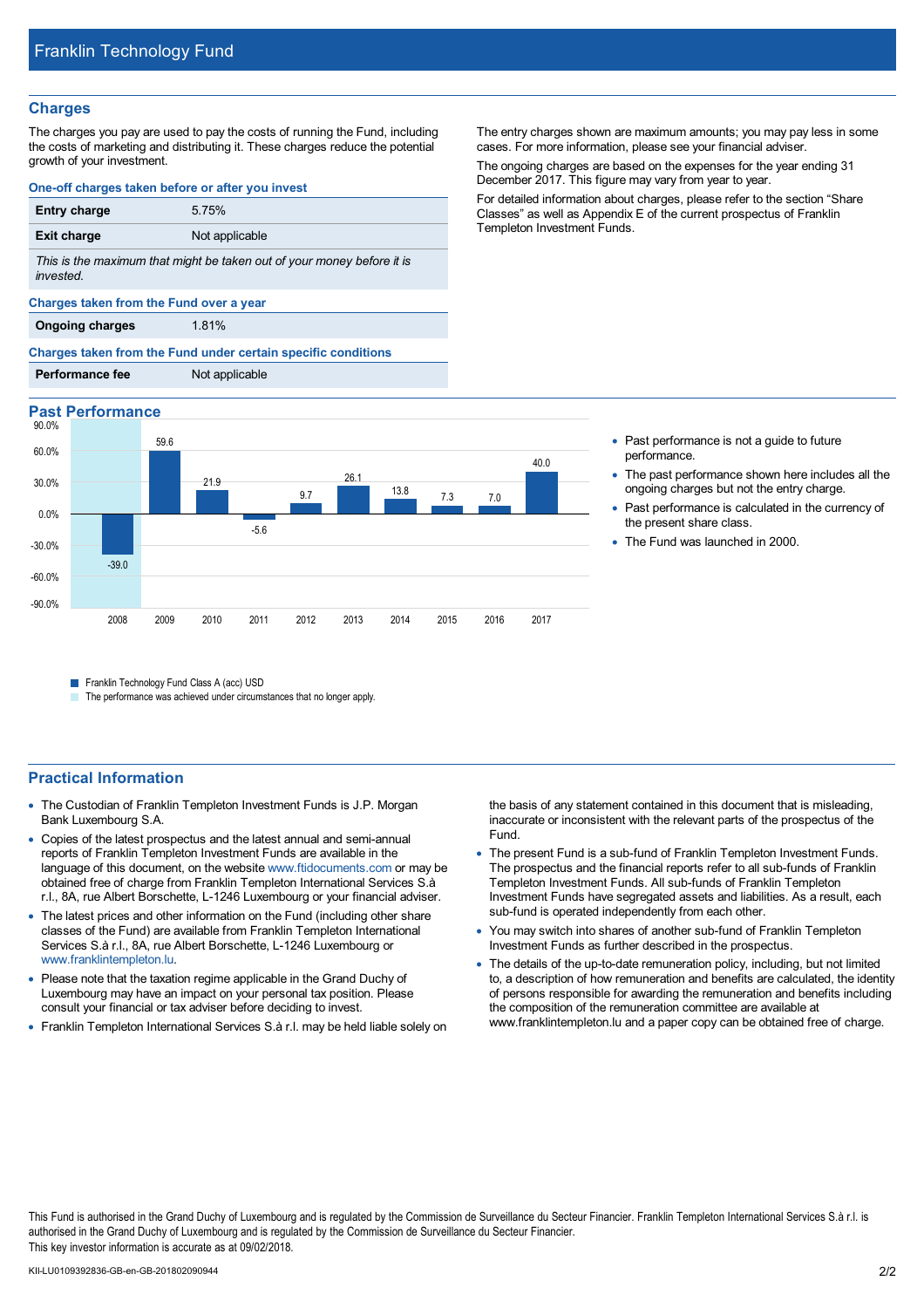# Franklin Technology Fund

## Charges

The charges you pay are used to pay the costs of running the Fund, including the costs of marketing and distributing it. These charges reduce the potential growth of your investment.

| One-off charges taken before or after you invest | |
|---|---|
| **Entry charge** | 5.75% |
| **Exit charge** | Not applicable |
| *This is the maximum that might be taken out of your money before it is invested.* | |

| Charges taken from the Fund over a year | |
|---|---|
| **Ongoing charges** | 1.81% |

| Charges taken from the Fund under certain specific conditions | |
|---|---|
| **Performance fee** | Not applicable |

The entry charges shown are maximum amounts; you may pay less in some cases. For more information, please see your financial adviser.

The ongoing charges are based on the expenses for the year ending 31 December 2017. This figure may vary from year to year.

For detailed information about charges, please refer to the section "Share Classes" as well as Appendix E of the current prospectus of Franklin Templeton Investment Funds.

## Past Performance

90.0%
60.0%
30.0%
0.0%
-30.0%
-60.0%
-90.0%

2008: -39.0
2009: 59.6
2010: 21.9
2011: -5.6
2012: 9.7
2013: 26.1
2014: 13.8
2015: 7.3
2016: 7.0
2017: 40.0

Franklin Technology Fund Class A (acc) USD

The performance was achieved under circumstances that no longer apply.

- Past performance is not a guide to future performance.
- The past performance shown here includes all the ongoing charges but not the entry charge.
- Past performance is calculated in the currency of the present share class.
- The Fund was launched in 2000.

## Practical Information

- The Custodian of Franklin Templeton Investment Funds is J.P. Morgan Bank Luxembourg S.A.
- Copies of the latest prospectus and the latest annual and semi-annual reports of Franklin Templeton Investment Funds are available in the language of this document, on the website www.ftidocuments.com or may be obtained free of charge from Franklin Templeton International Services S.à r.l., 8A, rue Albert Borschette, L-1246 Luxembourg or your financial adviser.
- The latest prices and other information on the Fund (including other share classes of the Fund) are available from Franklin Templeton International Services S.à r.l., 8A, rue Albert Borschette, L-1246 Luxembourg or www.franklintempleton.lu.
- Please note that the taxation regime applicable in the Grand Duchy of Luxembourg may have an impact on your personal tax position. Please consult your financial or tax adviser before deciding to invest.
- Franklin Templeton International Services S.à r.l. may be held liable solely on the basis of any statement contained in this document that is misleading, inaccurate or inconsistent with the relevant parts of the prospectus of the Fund.
- The present Fund is a sub-fund of Franklin Templeton Investment Funds. The prospectus and the financial reports refer to all sub-funds of Franklin Templeton Investment Funds. All sub-funds of Franklin Templeton Investment Funds have segregated assets and liabilities. As a result, each sub-fund is operated independently from each other.
- You may switch into shares of another sub-fund of Franklin Templeton Investment Funds as further described in the prospectus.
- The details of the up-to-date remuneration policy, including, but not limited to, a description of how remuneration and benefits are calculated, the identity of persons responsible for awarding the remuneration and benefits including the composition of the remuneration committee are available at www.franklintempleton.lu and a paper copy can be obtained free of charge.

This Fund is authorised in the Grand Duchy of Luxembourg and is regulated by the Commission de Surveillance du Secteur Financier. Franklin Templeton International Services S.à r.l. is authorised in the Grand Duchy of Luxembourg and is regulated by the Commission de Surveillance du Secteur Financier.
This key investor information is accurate as at 09/02/2018.

KII-LU0109392836-GB-en-GB-201802090944